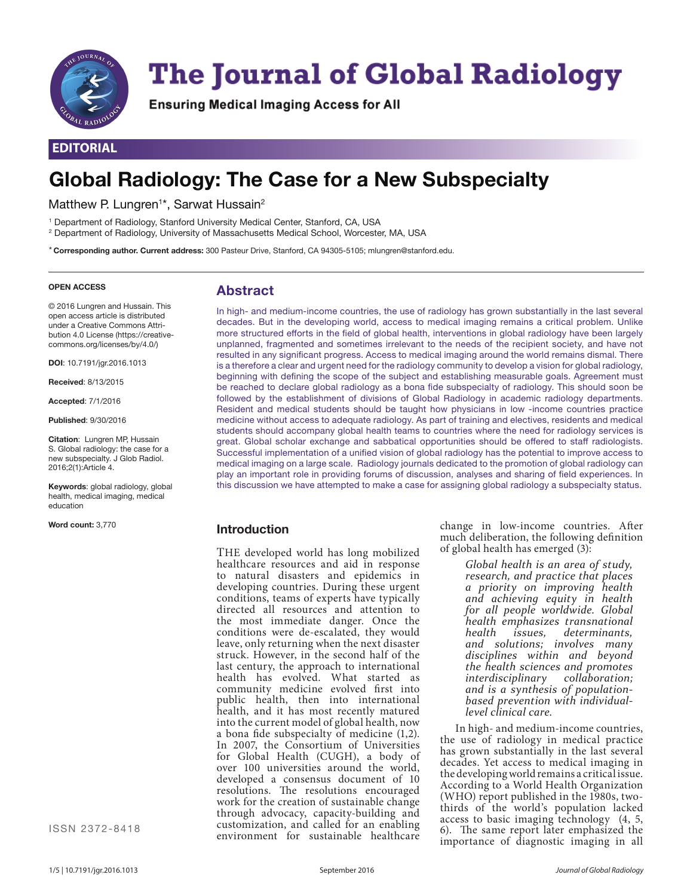# The Journal of Global Radiology

**Ensuring Medical Imaging Access for All**

**EDITORIAL**

# Global Radiology: The Case for a New Subspecialty

Matthew P. Lungren[1]*, Sarwat Hussain[2]

[1] Department of Radiology, Stanford University Medical Center, Stanford, CA, USA
[2] Department of Radiology, University of Massachusetts Medical School, Worcester, MA, USA

* **Corresponding author. Current address:** 300 Pasteur Drive, Stanford, CA 94305-5105; mlungren@stanford.edu.

**OPEN ACCESS**

© 2016 Lungren and Hussain. This open access article is distributed under a Creative Commons Attribution 4.0 License (https://creativecommons.org/licenses/by/4.0/)

**DOI**: 10.7191/jgr.2016.1013

**Received**: 8/13/2015

**Accepted**: 7/1/2016

**Published**: 9/30/2016

**Citation**: Lungren MP, Hussain S. Global radiology: the case for a new subspecialty. J Glob Radiol. 2016;2(1):Article 4.

**Keywords**: global radiology, global health, medical imaging, medical education

**Word count:** 3,770

ISSN 2372-8418

## Abstract

In high- and medium-income countries, the use of radiology has grown substantially in the last several decades. But in the developing world, access to medical imaging remains a critical problem. Unlike more structured efforts in the field of global health, interventions in global radiology have been largely unplanned, fragmented and sometimes irrelevant to the needs of the recipient society, and have not resulted in any significant progress. Access to medical imaging around the world remains dismal. There is a therefore a clear and urgent need for the radiology community to develop a vision for global radiology, beginning with defining the scope of the subject and establishing measurable goals. Agreement must be reached to declare global radiology as a bona fide subspecialty of radiology. This should soon be followed by the establishment of divisions of Global Radiology in academic radiology departments. Resident and medical students should be taught how physicians in low -income countries practice medicine without access to adequate radiology. As part of training and electives, residents and medical students should accompany global health teams to countries where the need for radiology services is great. Global scholar exchange and sabbatical opportunities should be offered to staff radiologists. Successful implementation of a unified vision of global radiology has the potential to improve access to medical imaging on a large scale. Radiology journals dedicated to the promotion of global radiology can play an important role in providing forums of discussion, analyses and sharing of field experiences. In this discussion we have attempted to make a case for assigning global radiology a subspecialty status.

## Introduction

THE developed world has long mobilized healthcare resources and aid in response to natural disasters and epidemics in developing countries. During these urgent conditions, teams of experts have typically directed all resources and attention to the most immediate danger. Once the conditions were de-escalated, they would leave, only returning when the next disaster struck. However, in the second half of the last century, the approach to international health has evolved. What started as community medicine evolved first into public health, then into international health, and it has most recently matured into the current model of global health, now a bona fide subspecialty of medicine (1,2). In 2007, the Consortium of Universities for Global Health (CUGH), a body of over 100 universities around the world, developed a consensus document of 10 resolutions. The resolutions encouraged work for the creation of sustainable change through advocacy, capacity-building and customization, and called for an enabling environment for sustainable healthcare change in low-income countries. After much deliberation, the following definition of global health has emerged (3):

> *Global health is an area of study, research, and practice that places a priority on improving health and achieving equity in health for all people worldwide. Global health emphasizes transnational health issues, determinants, and solutions; involves many disciplines within and beyond the health sciences and promotes interdisciplinary collaboration; and is a synthesis of population-based prevention with individual-level clinical care.*

In high- and medium-income countries, the use of radiology in medical practice has grown substantially in the last several decades. Yet access to medical imaging in the developing world remains a critical issue. According to a World Health Organization (WHO) report published in the 1980s, two-thirds of the world's population lacked access to basic imaging technology (4, 5, 6). The same report later emphasized the importance of diagnostic imaging in all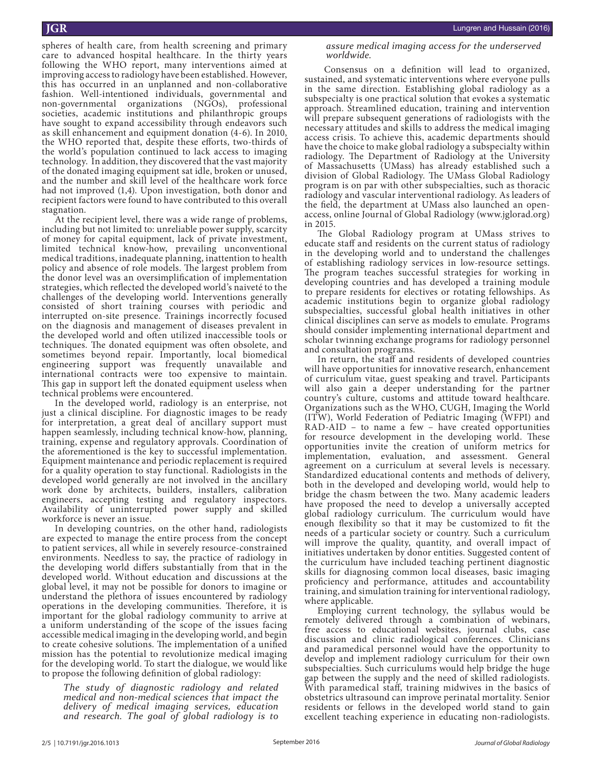spheres of health care, from health screening and primary care to advanced hospital healthcare. In the thirty years following the WHO report, many interventions aimed at improving access to radiology have been established. However, this has occurred in an unplanned and non-collaborative fashion. Well-intentioned individuals, governmental and non-governmental organizations (NGOs), professional societies, academic institutions and philanthropic groups have sought to expand accessibility through endeavors such as skill enhancement and equipment donation (4-6). In 2010, the WHO reported that, despite these efforts, two-thirds of the world's population continued to lack access to imaging technology. In addition, they discovered that the vast majority of the donated imaging equipment sat idle, broken or unused, and the number and skill level of the healthcare work force had not improved (1,4). Upon investigation, both donor and recipient factors were found to have contributed to this overall stagnation.

At the recipient level, there was a wide range of problems, including but not limited to: unreliable power supply, scarcity of money for capital equipment, lack of private investment, limited technical know-how, prevailing unconventional medical traditions, inadequate planning, inattention to health policy and absence of role models. The largest problem from the donor level was an oversimplification of implementation strategies, which reflected the developed world's naiveté to the challenges of the developing world. Interventions generally consisted of short training courses with periodic and interrupted on-site presence. Trainings incorrectly focused on the diagnosis and management of diseases prevalent in the developed world and often utilized inaccessible tools or techniques. The donated equipment was often obsolete, and sometimes beyond repair. Importantly, local biomedical engineering support was frequently unavailable and international contracts were too expensive to maintain. This gap in support left the donated equipment useless when technical problems were encountered.

In the developed world, radiology is an enterprise, not just a clinical discipline. For diagnostic images to be ready for interpretation, a great deal of ancillary support must happen seamlessly, including technical know-how, planning, training, expense and regulatory approvals. Coordination of the aforementioned is the key to successful implementation. Equipment maintenance and periodic replacement is required for a quality operation to stay functional. Radiologists in the developed world generally are not involved in the ancillary work done by architects, builders, installers, calibration engineers, accepting testing and regulatory inspectors. Availability of uninterrupted power supply and skilled workforce is never an issue.

In developing countries, on the other hand, radiologists are expected to manage the entire process from the concept to patient services, all while in severely resource-constrained environments. Needless to say, the practice of radiology in the developing world differs substantially from that in the developed world. Without education and discussions at the global level, it may not be possible for donors to imagine or understand the plethora of issues encountered by radiology operations in the developing communities. Therefore, it is important for the global radiology community to arrive at a uniform understanding of the scope of the issues facing accessible medical imaging in the developing world, and begin to create cohesive solutions. The implementation of a unified mission has the potential to revolutionize medical imaging for the developing world. To start the dialogue, we would like to propose the following definition of global radiology:

> *The study of diagnostic radiology and related medical and non-medical sciences that impact the delivery of medical imaging services, education and research. The goal of global radiology is to assure medical imaging access for the underserved worldwide.*

Consensus on a definition will lead to organized, sustained, and systematic interventions where everyone pulls in the same direction. Establishing global radiology as a subspecialty is one practical solution that evokes a systematic approach. Streamlined education, training and intervention will prepare subsequent generations of radiologists with the necessary attitudes and skills to address the medical imaging access crisis. To achieve this, academic departments should have the choice to make global radiology a subspecialty within radiology. The Department of Radiology at the University of Massachusetts (UMass) has already established such a division of Global Radiology. The UMass Global Radiology program is on par with other subspecialties, such as thoracic radiology and vascular interventional radiology. As leaders of the field, the department at UMass also launched an open-access, online Journal of Global Radiology (www.jglorad.org) in 2015.

The Global Radiology program at UMass strives to educate staff and residents on the current status of radiology in the developing world and to understand the challenges of establishing radiology services in low-resource settings. The program teaches successful strategies for working in developing countries and has developed a training module to prepare residents for electives or rotating fellowships. As academic institutions begin to organize global radiology subspecialties, successful global health initiatives in other clinical disciplines can serve as models to emulate. Programs should consider implementing international department and scholar twinning exchange programs for radiology personnel and consultation programs.

In return, the staff and residents of developed countries will have opportunities for innovative research, enhancement of curriculum vitae, guest speaking and travel. Participants will also gain a deeper understanding for the partner country's culture, customs and attitude toward healthcare. Organizations such as the WHO, CUGH, Imaging the World (ITW), World Federation of Pediatric Imaging (WFPI) and RAD-AID – to name a few – have created opportunities for resource development in the developing world. These opportunities invite the creation of uniform metrics for implementation, evaluation, and assessment. General agreement on a curriculum at several levels is necessary. Standardized educational contents and methods of delivery, both in the developed and developing world, would help to bridge the chasm between the two. Many academic leaders have proposed the need to develop a universally accepted global radiology curriculum. The curriculum would have enough flexibility so that it may be customized to fit the needs of a particular society or country. Such a curriculum will improve the quality, quantity, and overall impact of initiatives undertaken by donor entities. Suggested content of the curriculum have included teaching pertinent diagnostic skills for diagnosing common local diseases, basic imaging proficiency and performance, attitudes and accountability training, and simulation training for interventional radiology, where applicable.

Employing current technology, the syllabus would be remotely delivered through a combination of webinars, free access to educational websites, journal clubs, case discussion and clinic radiological conferences. Clinicians and paramedical personnel would have the opportunity to develop and implement radiology curriculum for their own subspecialties. Such curriculums would help bridge the huge gap between the supply and the need of skilled radiologists. With paramedical staff, training midwives in the basics of obstetrics ultrasound can improve perinatal mortality. Senior residents or fellows in the developed world stand to gain excellent teaching experience in educating non-radiologists.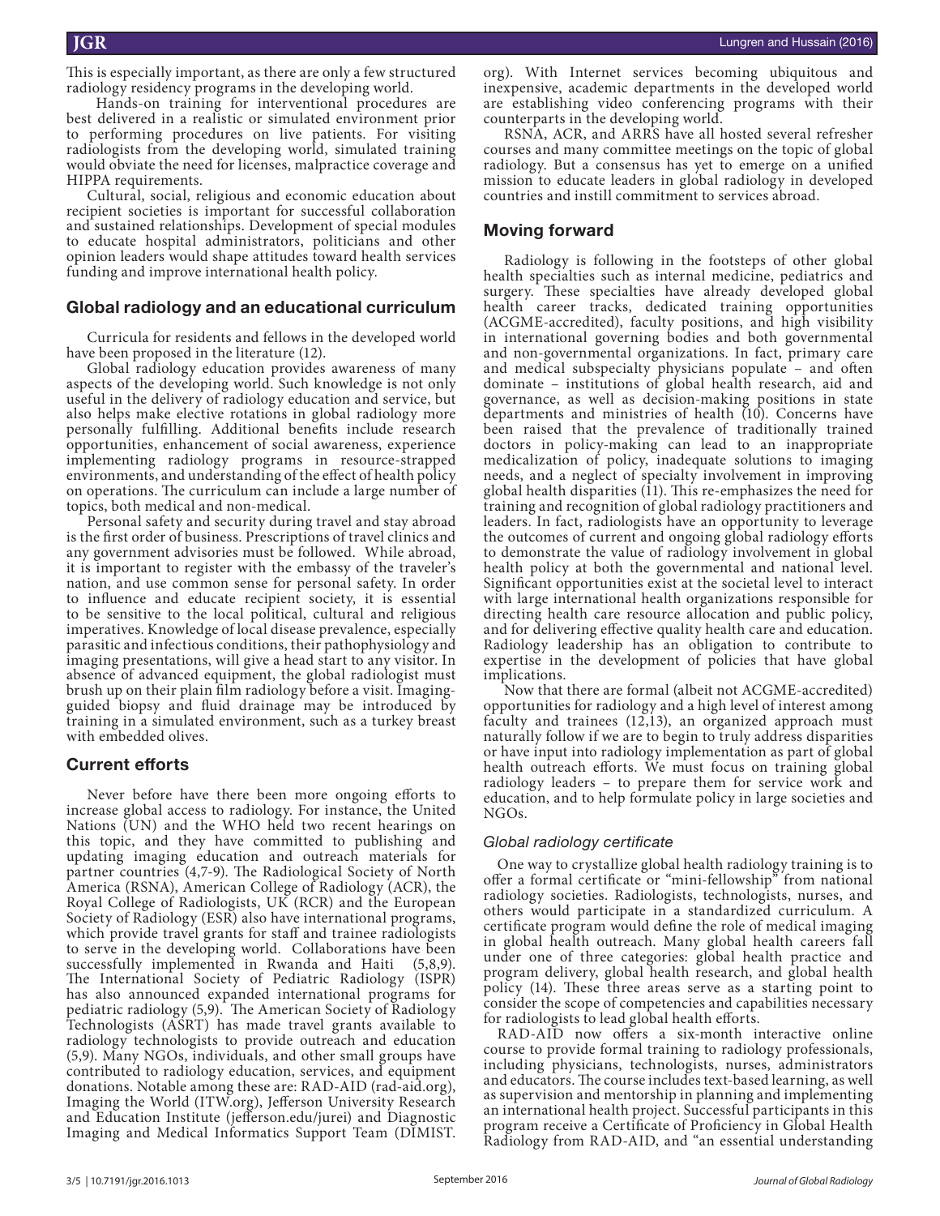This is especially important, as there are only a few structured radiology residency programs in the developing world.

Hands-on training for interventional procedures are best delivered in a realistic or simulated environment prior to performing procedures on live patients. For visiting radiologists from the developing world, simulated training would obviate the need for licenses, malpractice coverage and HIPPA requirements.

Cultural, social, religious and economic education about recipient societies is important for successful collaboration and sustained relationships. Development of special modules to educate hospital administrators, politicians and other opinion leaders would shape attitudes toward health services funding and improve international health policy.

## Global radiology and an educational curriculum

Curricula for residents and fellows in the developed world have been proposed in the literature (12).

Global radiology education provides awareness of many aspects of the developing world. Such knowledge is not only useful in the delivery of radiology education and service, but also helps make elective rotations in global radiology more personally fulfilling. Additional benefits include research opportunities, enhancement of social awareness, experience implementing radiology programs in resource-strapped environments, and understanding of the effect of health policy on operations. The curriculum can include a large number of topics, both medical and non-medical.

Personal safety and security during travel and stay abroad is the first order of business. Prescriptions of travel clinics and any government advisories must be followed. While abroad, it is important to register with the embassy of the traveler's nation, and use common sense for personal safety. In order to influence and educate recipient society, it is essential to be sensitive to the local political, cultural and religious imperatives. Knowledge of local disease prevalence, especially parasitic and infectious conditions, their pathophysiology and imaging presentations, will give a head start to any visitor. In absence of advanced equipment, the global radiologist must brush up on their plain film radiology before a visit. Imaging-guided biopsy and fluid drainage may be introduced by training in a simulated environment, such as a turkey breast with embedded olives.

## Current efforts

Never before have there been more ongoing efforts to increase global access to radiology. For instance, the United Nations (UN) and the WHO held two recent hearings on this topic, and they have committed to publishing and updating imaging education and outreach materials for partner countries (4,7-9). The Radiological Society of North America (RSNA), American College of Radiology (ACR), the Royal College of Radiologists, UK (RCR) and the European Society of Radiology (ESR) also have international programs, which provide travel grants for staff and trainee radiologists to serve in the developing world. Collaborations have been successfully implemented in Rwanda and Haiti (5,8,9). The International Society of Pediatric Radiology (ISPR) has also announced expanded international programs for pediatric radiology (5,9). The American Society of Radiology Technologists (ASRT) has made travel grants available to radiology technologists to provide outreach and education (5,9). Many NGOs, individuals, and other small groups have contributed to radiology education, services, and equipment donations. Notable among these are: RAD-AID (rad-aid.org), Imaging the World (ITW.org), Jefferson University Research and Education Institute (jefferson.edu/jurei) and Diagnostic Imaging and Medical Informatics Support Team (DIMIST.org). With Internet services becoming ubiquitous and inexpensive, academic departments in the developed world are establishing video conferencing programs with their counterparts in the developing world.

RSNA, ACR, and ARRS have all hosted several refresher courses and many committee meetings on the topic of global radiology. But a consensus has yet to emerge on a unified mission to educate leaders in global radiology in developed countries and instill commitment to services abroad.

## Moving forward

Radiology is following in the footsteps of other global health specialties such as internal medicine, pediatrics and surgery. These specialties have already developed global health career tracks, dedicated training opportunities (ACGME-accredited), faculty positions, and high visibility in international governing bodies and both governmental and non-governmental organizations. In fact, primary care and medical subspecialty physicians populate – and often dominate – institutions of global health research, aid and governance, as well as decision-making positions in state departments and ministries of health (10). Concerns have been raised that the prevalence of traditionally trained doctors in policy-making can lead to an inappropriate medicalization of policy, inadequate solutions to imaging needs, and a neglect of specialty involvement in improving global health disparities (11). This re-emphasizes the need for training and recognition of global radiology practitioners and leaders. In fact, radiologists have an opportunity to leverage the outcomes of current and ongoing global radiology efforts to demonstrate the value of radiology involvement in global health policy at both the governmental and national level. Significant opportunities exist at the societal level to interact with large international health organizations responsible for directing health care resource allocation and public policy, and for delivering effective quality health care and education. Radiology leadership has an obligation to contribute to expertise in the development of policies that have global implications.

Now that there are formal (albeit not ACGME-accredited) opportunities for radiology and a high level of interest among faculty and trainees (12,13), an organized approach must naturally follow if we are to begin to truly address disparities or have input into radiology implementation as part of global health outreach efforts. We must focus on training global radiology leaders – to prepare them for service work and education, and to help formulate policy in large societies and NGOs.

### *Global radiology certificate*

One way to crystallize global health radiology training is to offer a formal certificate or "mini-fellowship" from national radiology societies. Radiologists, technologists, nurses, and others would participate in a standardized curriculum. A certificate program would define the role of medical imaging in global health outreach. Many global health careers fall under one of three categories: global health practice and program delivery, global health research, and global health policy (14). These three areas serve as a starting point to consider the scope of competencies and capabilities necessary for radiologists to lead global health efforts.

RAD-AID now offers a six-month interactive online course to provide formal training to radiology professionals, including physicians, technologists, nurses, administrators and educators. The course includes text-based learning, as well as supervision and mentorship in planning and implementing an international health project. Successful participants in this program receive a Certificate of Proficiency in Global Health Radiology from RAD-AID, and "an essential understanding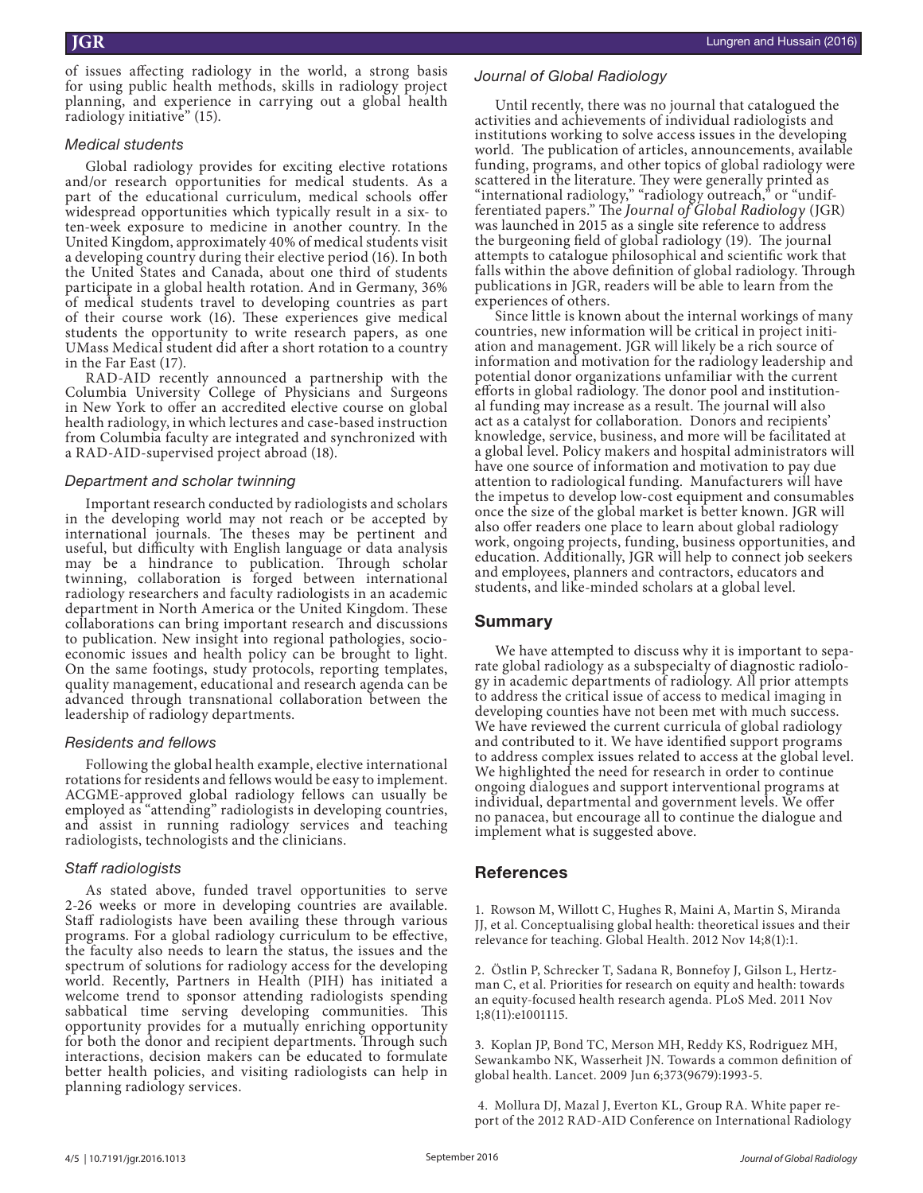of issues affecting radiology in the world, a strong basis for using public health methods, skills in radiology project planning, and experience in carrying out a global health radiology initiative" (15).

### *Medical students*

Global radiology provides for exciting elective rotations and/or research opportunities for medical students. As a part of the educational curriculum, medical schools offer widespread opportunities which typically result in a six- to ten-week exposure to medicine in another country. In the United Kingdom, approximately 40% of medical students visit a developing country during their elective period (16). In both the United States and Canada, about one third of students participate in a global health rotation. And in Germany, 36% of medical students travel to developing countries as part of their course work (16). These experiences give medical students the opportunity to write research papers, as one UMass Medical student did after a short rotation to a country in the Far East (17).

RAD-AID recently announced a partnership with the Columbia University College of Physicians and Surgeons in New York to offer an accredited elective course on global health radiology, in which lectures and case-based instruction from Columbia faculty are integrated and synchronized with a RAD-AID-supervised project abroad (18).

### *Department and scholar twinning*

Important research conducted by radiologists and scholars in the developing world may not reach or be accepted by international journals. The theses may be pertinent and useful, but difficulty with English language or data analysis may be a hindrance to publication. Through scholar twinning, collaboration is forged between international radiology researchers and faculty radiologists in an academic department in North America or the United Kingdom. These collaborations can bring important research and discussions to publication. New insight into regional pathologies, socio-economic issues and health policy can be brought to light. On the same footings, study protocols, reporting templates, quality management, educational and research agenda can be advanced through transnational collaboration between the leadership of radiology departments.

### *Residents and fellows*

Following the global health example, elective international rotations for residents and fellows would be easy to implement. ACGME-approved global radiology fellows can usually be employed as "attending" radiologists in developing countries, and assist in running radiology services and teaching radiologists, technologists and the clinicians.

### *Staff radiologists*

As stated above, funded travel opportunities to serve 2-26 weeks or more in developing countries are available. Staff radiologists have been availing these through various programs. For a global radiology curriculum to be effective, the faculty also needs to learn the status, the issues and the spectrum of solutions for radiology access for the developing world. Recently, Partners in Health (PIH) has initiated a welcome trend to sponsor attending radiologists spending sabbatical time serving developing communities. This opportunity provides for a mutually enriching opportunity for both the donor and recipient departments. Through such interactions, decision makers can be educated to formulate better health policies, and visiting radiologists can help in planning radiology services.

### *Journal of Global Radiology*

Until recently, there was no journal that catalogued the activities and achievements of individual radiologists and institutions working to solve access issues in the developing world. The publication of articles, announcements, available funding, programs, and other topics of global radiology were scattered in the literature. They were generally printed as "international radiology," "radiology outreach," or "undifferentiated papers." The *Journal of Global Radiology* (JGR) was launched in 2015 as a single site reference to address the burgeoning field of global radiology (19). The journal attempts to catalogue philosophical and scientific work that falls within the above definition of global radiology. Through publications in JGR, readers will be able to learn from the experiences of others.

Since little is known about the internal workings of many countries, new information will be critical in project initiation and management. JGR will likely be a rich source of information and motivation for the radiology leadership and potential donor organizations unfamiliar with the current efforts in global radiology. The donor pool and institutional funding may increase as a result. The journal will also act as a catalyst for collaboration. Donors and recipients' knowledge, service, business, and more will be facilitated at a global level. Policy makers and hospital administrators will have one source of information and motivation to pay due attention to radiological funding. Manufacturers will have the impetus to develop low-cost equipment and consumables once the size of the global market is better known. JGR will also offer readers one place to learn about global radiology work, ongoing projects, funding, business opportunities, and education. Additionally, JGR will help to connect job seekers and employees, planners and contractors, educators and students, and like-minded scholars at a global level.

## Summary

We have attempted to discuss why it is important to separate global radiology as a subspecialty of diagnostic radiology in academic departments of radiology. All prior attempts to address the critical issue of access to medical imaging in developing counties have not been met with much success. We have reviewed the current curricula of global radiology and contributed to it. We have identified support programs to address complex issues related to access at the global level. We highlighted the need for research in order to continue ongoing dialogues and support interventional programs at individual, departmental and government levels. We offer no panacea, but encourage all to continue the dialogue and implement what is suggested above.

## References

1. Rowson M, Willott C, Hughes R, Maini A, Martin S, Miranda JJ, et al. Conceptualising global health: theoretical issues and their relevance for teaching. Global Health. 2012 Nov 14;8(1):1.

2. Östlin P, Schrecker T, Sadana R, Bonnefoy J, Gilson L, Hertzman C, et al. Priorities for research on equity and health: towards an equity-focused health research agenda. PLoS Med. 2011 Nov 1;8(11):e1001115.

3. Koplan JP, Bond TC, Merson MH, Reddy KS, Rodriguez MH, Sewankambo NK, Wasserheit JN. Towards a common definition of global health. Lancet. 2009 Jun 6;373(9679):1993-5.

4. Mollura DJ, Mazal J, Everton KL, Group RA. White paper report of the 2012 RAD-AID Conference on International Radiology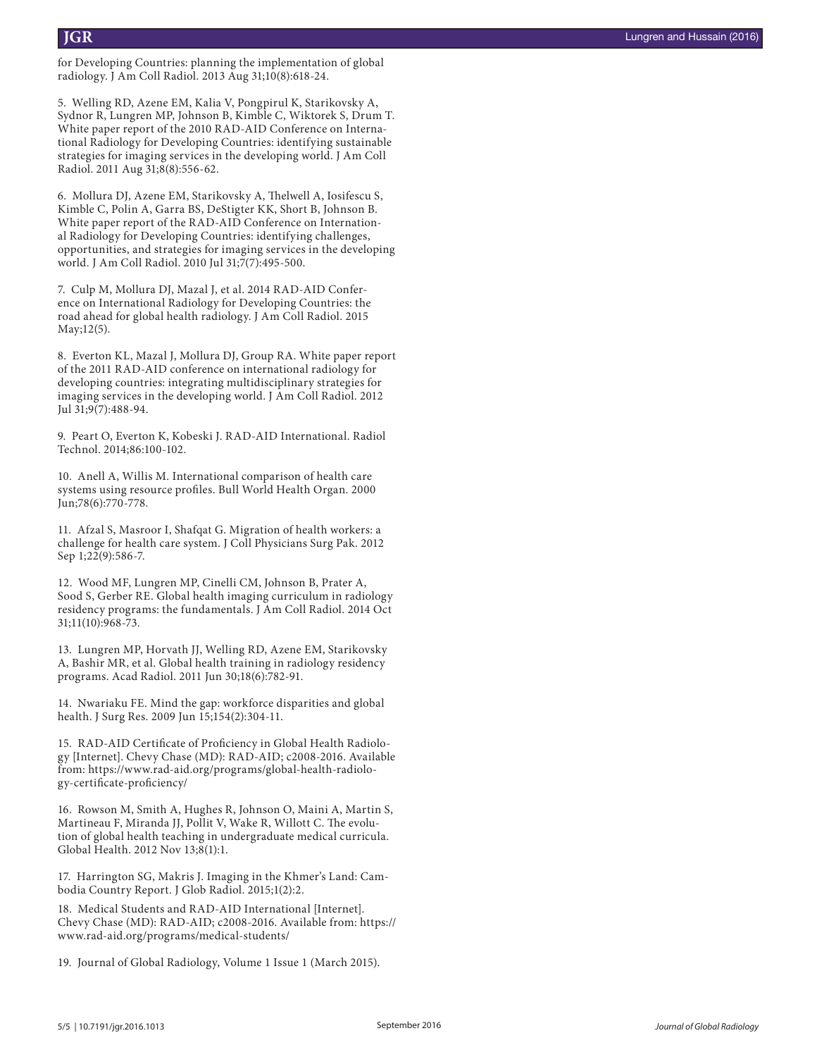for Developing Countries: planning the implementation of global radiology. J Am Coll Radiol. 2013 Aug 31;10(8):618-24.

5. Welling RD, Azene EM, Kalia V, Pongpirul K, Starikovsky A, Sydnor R, Lungren MP, Johnson B, Kimble C, Wiktorek S, Drum T. White paper report of the 2010 RAD-AID Conference on International Radiology for Developing Countries: identifying sustainable strategies for imaging services in the developing world. J Am Coll Radiol. 2011 Aug 31;8(8):556-62.

6. Mollura DJ, Azene EM, Starikovsky A, Thelwell A, Iosifescu S, Kimble C, Polin A, Garra BS, DeStigter KK, Short B, Johnson B. White paper report of the RAD-AID Conference on International Radiology for Developing Countries: identifying challenges, opportunities, and strategies for imaging services in the developing world. J Am Coll Radiol. 2010 Jul 31;7(7):495-500.

7. Culp M, Mollura DJ, Mazal J, et al. 2014 RAD-AID Conference on International Radiology for Developing Countries: the road ahead for global health radiology. J Am Coll Radiol. 2015 May;12(5).

8. Everton KL, Mazal J, Mollura DJ, Group RA. White paper report of the 2011 RAD-AID conference on international radiology for developing countries: integrating multidisciplinary strategies for imaging services in the developing world. J Am Coll Radiol. 2012 Jul 31;9(7):488-94.

9. Peart O, Everton K, Kobeski J. RAD-AID International. Radiol Technol. 2014;86:100-102.

10. Anell A, Willis M. International comparison of health care systems using resource profiles. Bull World Health Organ. 2000 Jun;78(6):770-778.

11. Afzal S, Masroor I, Shafqat G. Migration of health workers: a challenge for health care system. J Coll Physicians Surg Pak. 2012 Sep 1;22(9):586-7.

12. Wood MF, Lungren MP, Cinelli CM, Johnson B, Prater A, Sood S, Gerber RE. Global health imaging curriculum in radiology residency programs: the fundamentals. J Am Coll Radiol. 2014 Oct 31;11(10):968-73.

13. Lungren MP, Horvath JJ, Welling RD, Azene EM, Starikovsky A, Bashir MR, et al. Global health training in radiology residency programs. Acad Radiol. 2011 Jun 30;18(6):782-91.

14. Nwariaku FE. Mind the gap: workforce disparities and global health. J Surg Res. 2009 Jun 15;154(2):304-11.

15. RAD-AID Certificate of Proficiency in Global Health Radiology [Internet]. Chevy Chase (MD): RAD-AID; c2008-2016. Available from: https://www.rad-aid.org/programs/global-health-radiology-certificate-proficiency/

16. Rowson M, Smith A, Hughes R, Johnson O, Maini A, Martin S, Martineau F, Miranda JJ, Pollit V, Wake R, Willott C. The evolution of global health teaching in undergraduate medical curricula. Global Health. 2012 Nov 13;8(1):1.

17. Harrington SG, Makris J. Imaging in the Khmer's Land: Cambodia Country Report. J Glob Radiol. 2015;1(2):2.

18. Medical Students and RAD-AID International [Internet]. Chevy Chase (MD): RAD-AID; c2008-2016. Available from: https://www.rad-aid.org/programs/medical-students/

19. Journal of Global Radiology, Volume 1 Issue 1 (March 2015).